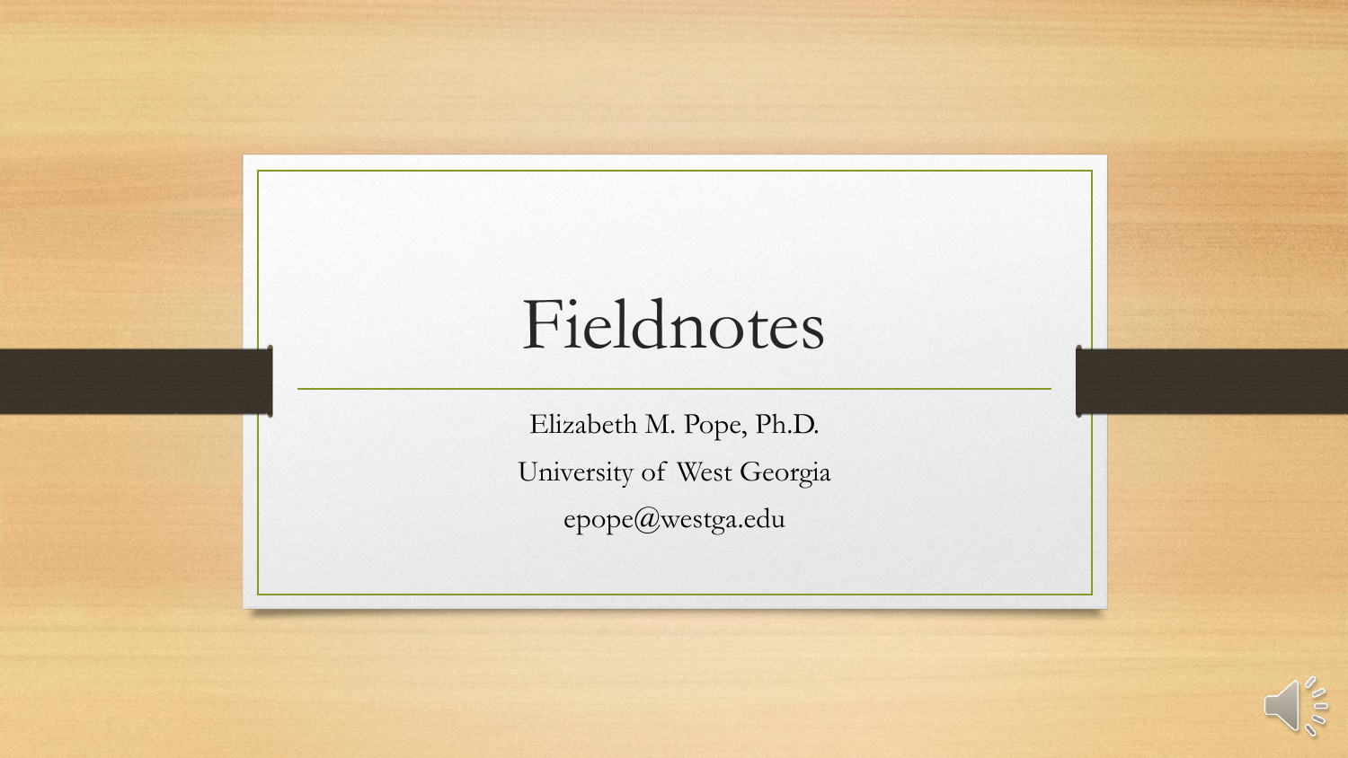# Fieldnotes

Elizabeth M. Pope, Ph.D.

University of West Georgia

epope@westga.edu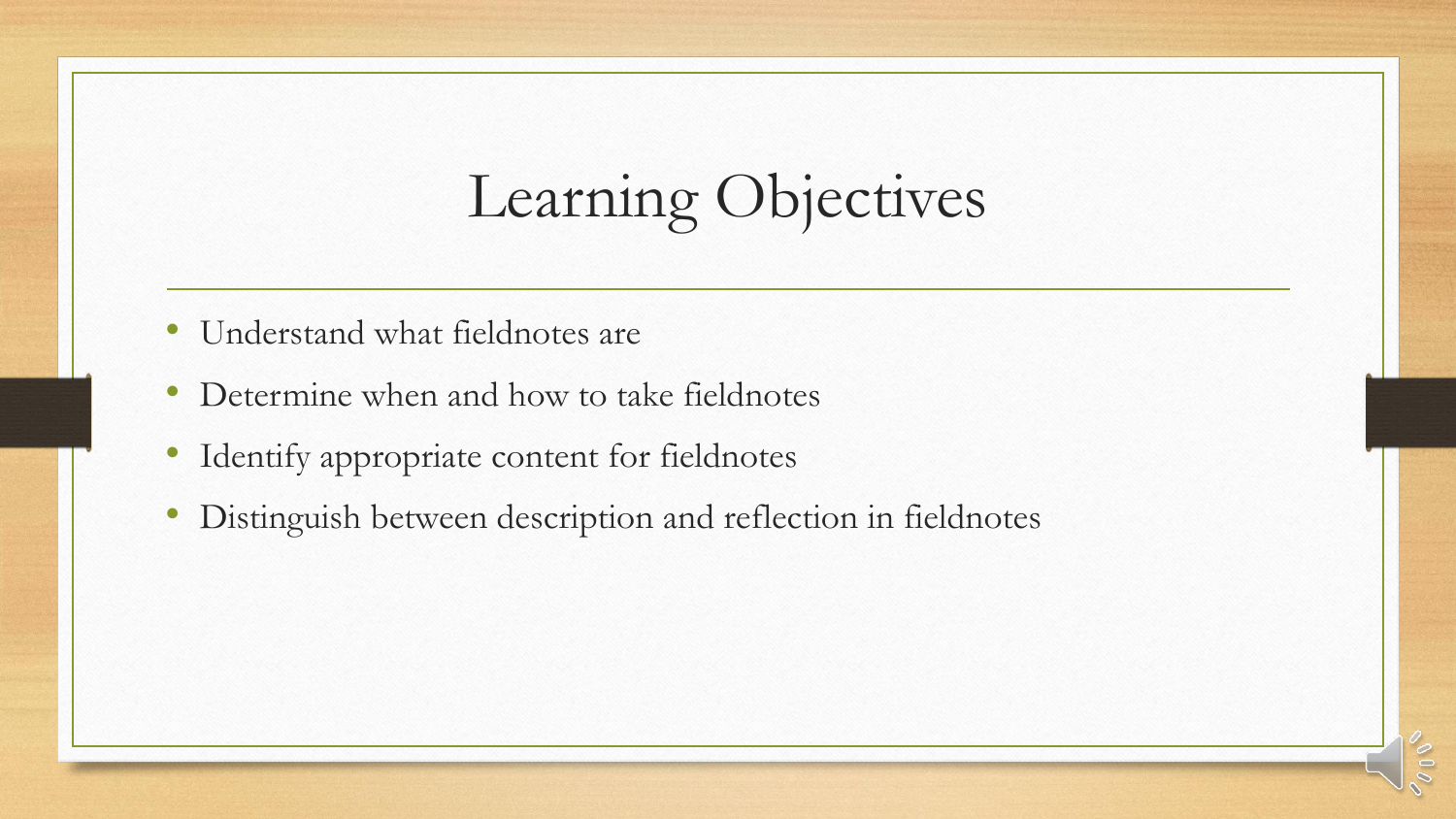# Learning Objectives

- Understand what fieldnotes are
- Determine when and how to take fieldnotes
- Identify appropriate content for fieldnotes
- Distinguish between description and reflection in fieldnotes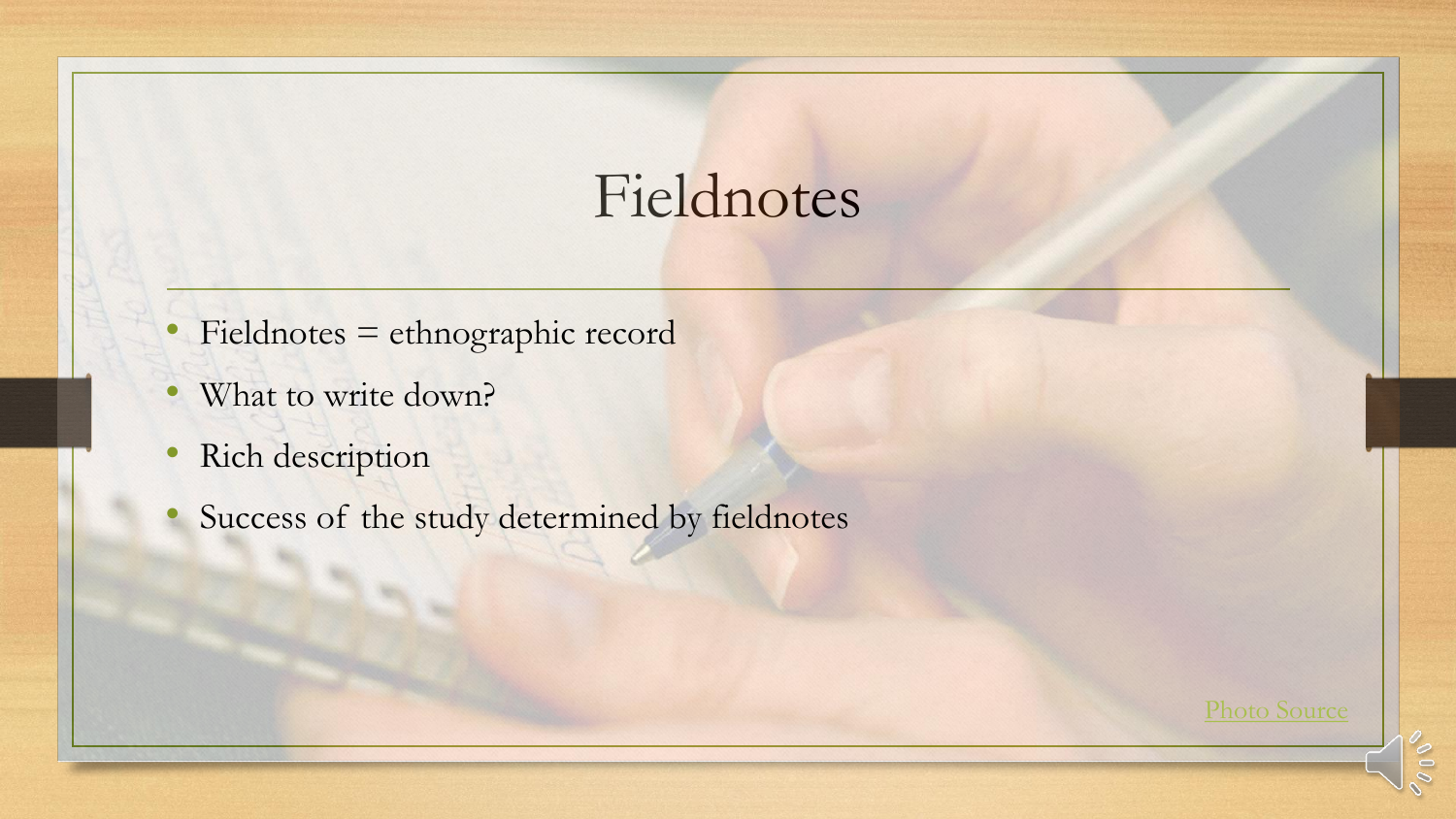# Fieldnotes

- Fieldnotes = ethnographic record
- What to write down?
- Rich description
- Success of the study determined by fieldnotes

Photo Source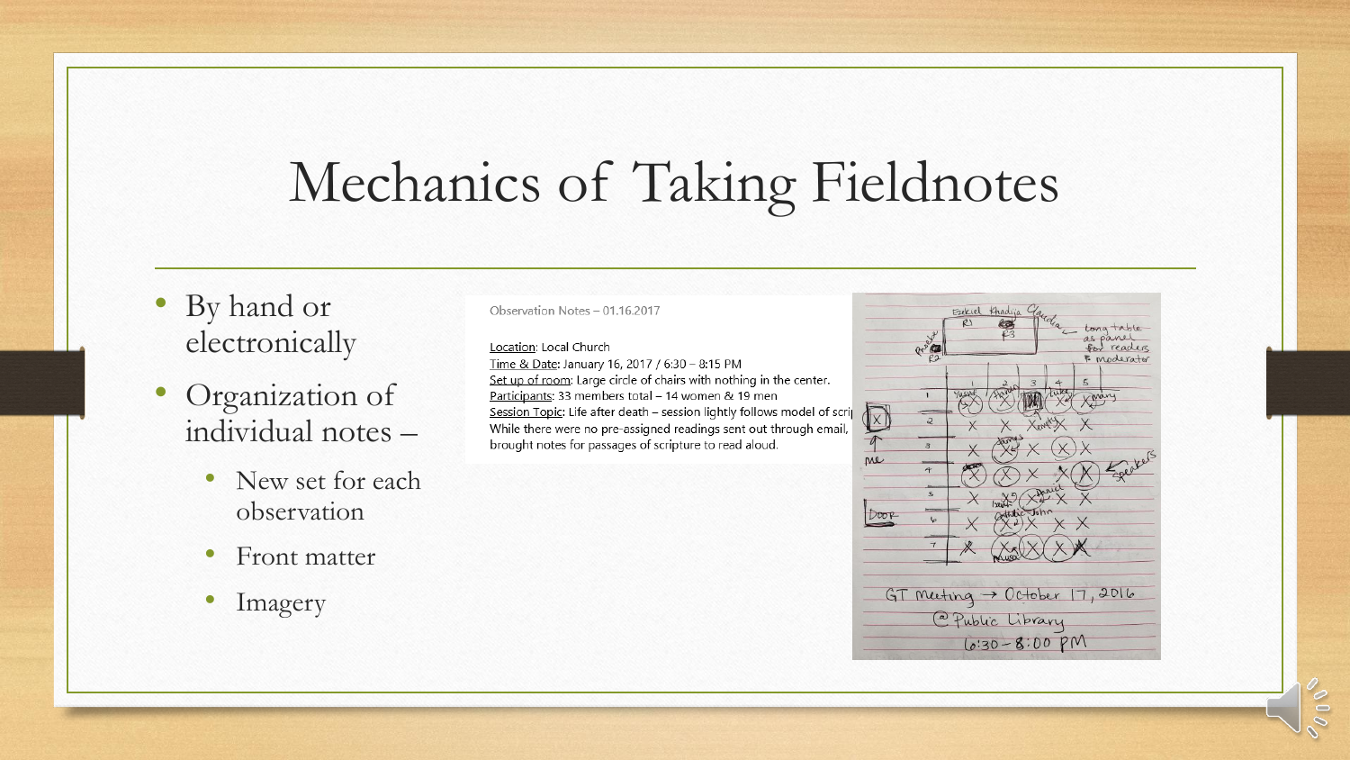# Mechanics of Taking Fieldnotes

- By hand or electronically
- Organization of individual notes –
  - New set for each observation
  - Front matter
  - Imagery

Observation Notes – 01.16.2017

Location: Local Church
Time & Date: January 16, 2017 / 6:30 – 8:15 PM
Set up of room: Large circle of chairs with nothing in the center.
Participants: 33 members total – 14 women & 19 men
Session Topic: Life after death – session lightly follows model of scri
While there were no pre-assigned readings sent out through email,
brought notes for passages of scripture to read aloud.

GT Meeting → October 17, 2016
@ Public Library
6:30 – 8:00 PM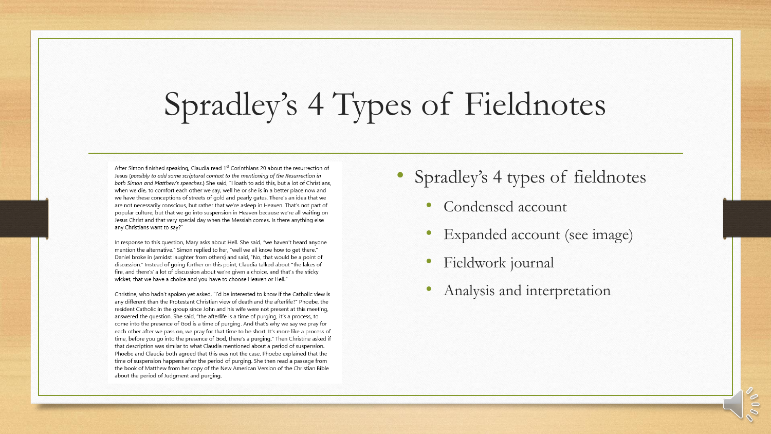# Spradley's 4 Types of Fieldnotes

After Simon finished speaking, Claudia read 1st Corinthians 20 about the resurrection of Jesus (*possibly to add some scriptural context to the mentioning of the Resurrection in both Simon and Matthew's speeches.*) She said, "I loath to add this, but a lot of Christians, when we die, to comfort each other we say, well he or she is in a better place now and we have these conceptions of streets of gold and pearly gates. There's an idea that we are not necessarily conscious, but rather that we're asleep in Heaven. That's not part of popular culture, but that we go into suspension in Heaven because we're all waiting on Jesus Christ and that very special day when the Messiah comes. Is there anything else any Christians want to say?"

In response to this question, Mary asks about Hell. She said, "we haven't heard anyone mention the alternative." Simon replied to her, "well we all know how to get there." Daniel broke in (amidst laughter from others) and said, "No, that would be a point of discussion." Instead of going further on this point, Claudia talked about "the lakes of fire, and there's' a lot of discussion about we're given a choice, and that's the sticky wicket, that we have a choice and you have to choose Heaven or Hell."

Christine, who hadn't spoken yet asked, "I'd be interested to know if the Catholic view is any different than the Protestant Christian view of death and the afterlife?" Phoebe, the resident Catholic in the group since John and his wife were not present at this meeting, answered the question. She said, "the afterlife is a time of purging, it's a process, to come into the presence of God is a time of purging. And that's why we say we pray for each other after we pass on, we pray for that time to be short. It's more like a process of time, before you go into the presence of God, there's a purging." Then Christine asked if that description was similar to what Claudia mentioned about a period of suspension. Phoebe and Claudia both agreed that this was not the case. Phoebe explained that the time of suspension happens after the period of purging. She then read a passage from the book of Matthew from her copy of the New American Version of the Christian Bible about the period of Judgment and purging.

- Spradley's 4 types of fieldnotes
  - Condensed account
  - Expanded account (see image)
  - Fieldwork journal
  - Analysis and interpretation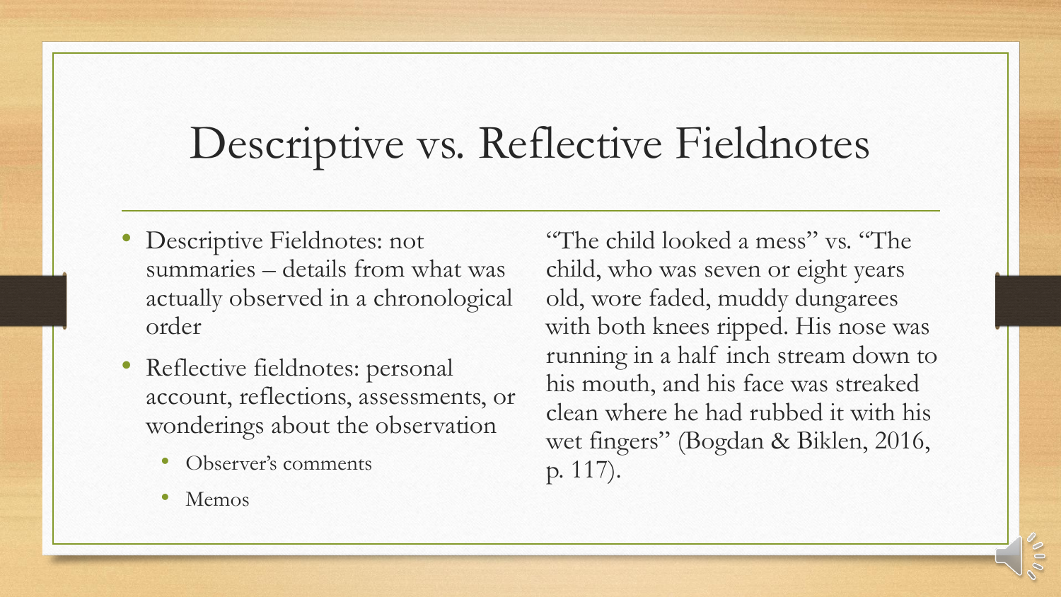# Descriptive vs. Reflective Fieldnotes

- Descriptive Fieldnotes: not summaries – details from what was actually observed in a chronological order
- Reflective fieldnotes: personal account, reflections, assessments, or wonderings about the observation
  - Observer's comments
  - Memos

"The child looked a mess" vs. "The child, who was seven or eight years old, wore faded, muddy dungarees with both knees ripped. His nose was running in a half inch stream down to his mouth, and his face was streaked clean where he had rubbed it with his wet fingers" (Bogdan & Biklen, 2016, p. 117).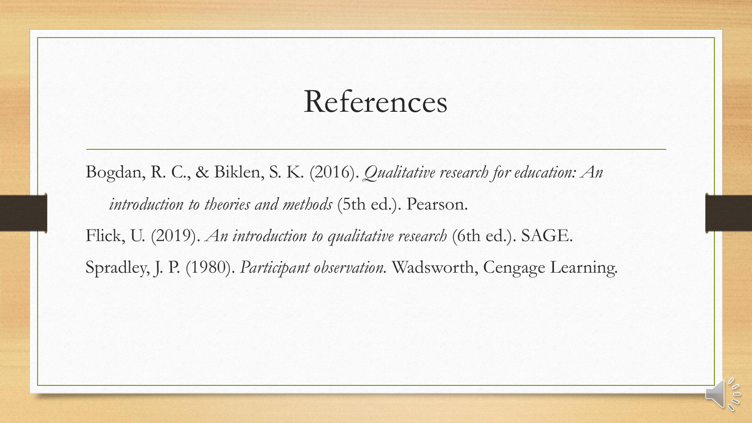# References

Bogdan, R. C., & Biklen, S. K. (2016). *Qualitative research for education: An introduction to theories and methods* (5th ed.). Pearson.

Flick, U. (2019). *An introduction to qualitative research* (6th ed.). SAGE.

Spradley, J. P. (1980). *Participant observation*. Wadsworth, Cengage Learning.